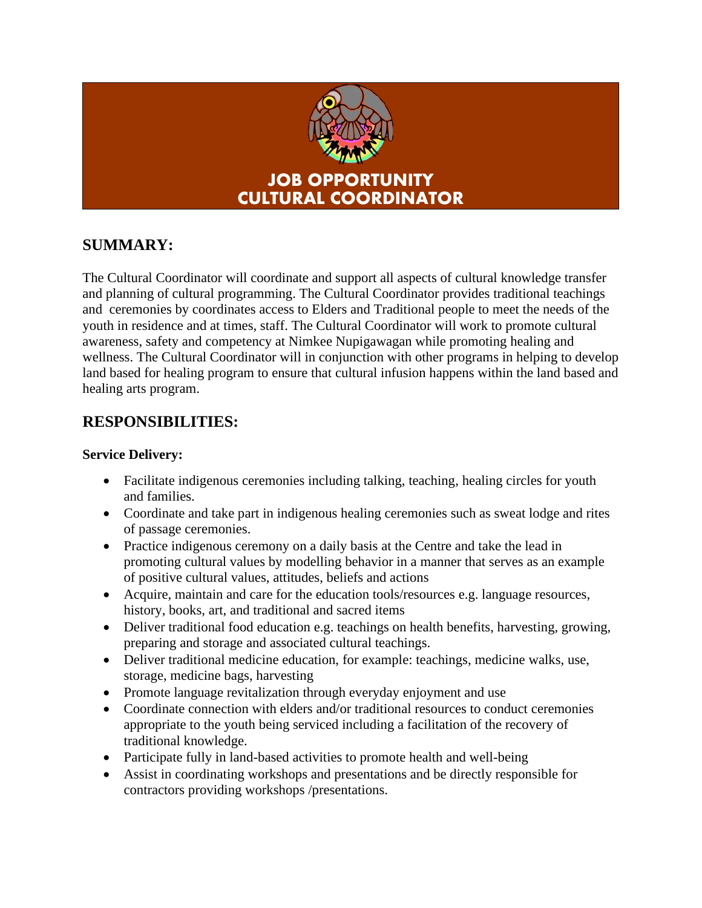# JOB OPPORTUNITY
# CULTURAL COORDINATOR

## SUMMARY:

The Cultural Coordinator will coordinate and support all aspects of cultural knowledge transfer and planning of cultural programming. The Cultural Coordinator provides traditional teachings and ceremonies by coordinates access to Elders and Traditional people to meet the needs of the youth in residence and at times, staff. The Cultural Coordinator will work to promote cultural awareness, safety and competency at Nimkee Nupigawagan while promoting healing and wellness. The Cultural Coordinator will in conjunction with other programs in helping to develop land based for healing program to ensure that cultural infusion happens within the land based and healing arts program.

## RESPONSIBILITIES:

**Service Delivery:**

- Facilitate indigenous ceremonies including talking, teaching, healing circles for youth and families.
- Coordinate and take part in indigenous healing ceremonies such as sweat lodge and rites of passage ceremonies.
- Practice indigenous ceremony on a daily basis at the Centre and take the lead in promoting cultural values by modelling behavior in a manner that serves as an example of positive cultural values, attitudes, beliefs and actions
- Acquire, maintain and care for the education tools/resources e.g. language resources, history, books, art, and traditional and sacred items
- Deliver traditional food education e.g. teachings on health benefits, harvesting, growing, preparing and storage and associated cultural teachings.
- Deliver traditional medicine education, for example: teachings, medicine walks, use, storage, medicine bags, harvesting
- Promote language revitalization through everyday enjoyment and use
- Coordinate connection with elders and/or traditional resources to conduct ceremonies appropriate to the youth being serviced including a facilitation of the recovery of traditional knowledge.
- Participate fully in land-based activities to promote health and well-being
- Assist in coordinating workshops and presentations and be directly responsible for contractors providing workshops /presentations.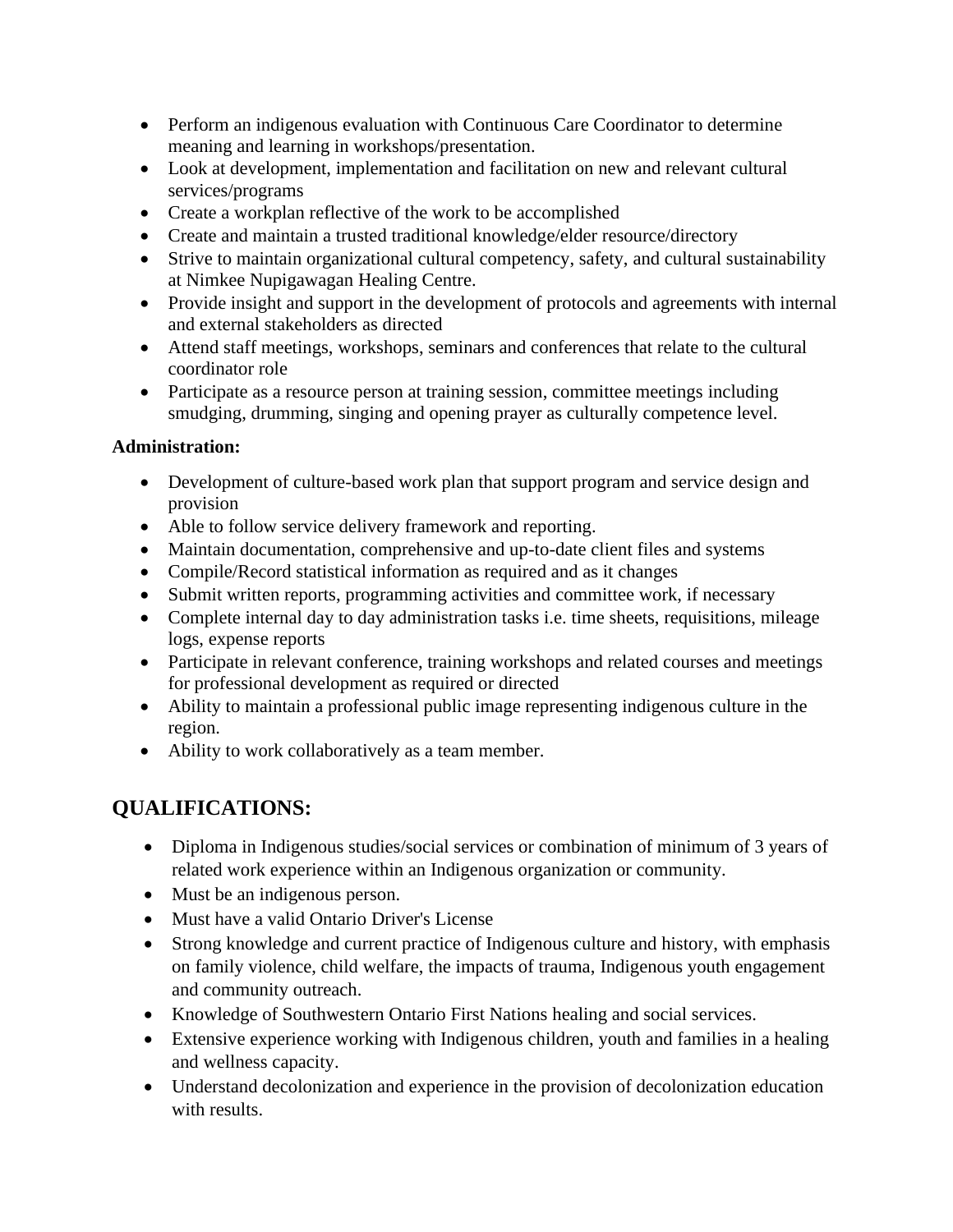- Perform an indigenous evaluation with Continuous Care Coordinator to determine meaning and learning in workshops/presentation.
- Look at development, implementation and facilitation on new and relevant cultural services/programs
- Create a workplan reflective of the work to be accomplished
- Create and maintain a trusted traditional knowledge/elder resource/directory
- Strive to maintain organizational cultural competency, safety, and cultural sustainability at Nimkee Nupigawagan Healing Centre.
- Provide insight and support in the development of protocols and agreements with internal and external stakeholders as directed
- Attend staff meetings, workshops, seminars and conferences that relate to the cultural coordinator role
- Participate as a resource person at training session, committee meetings including smudging, drumming, singing and opening prayer as culturally competence level.

**Administration:**

- Development of culture-based work plan that support program and service design and provision
- Able to follow service delivery framework and reporting.
- Maintain documentation, comprehensive and up-to-date client files and systems
- Compile/Record statistical information as required and as it changes
- Submit written reports, programming activities and committee work, if necessary
- Complete internal day to day administration tasks i.e. time sheets, requisitions, mileage logs, expense reports
- Participate in relevant conference, training workshops and related courses and meetings for professional development as required or directed
- Ability to maintain a professional public image representing indigenous culture in the region.
- Ability to work collaboratively as a team member.

## QUALIFICATIONS:

- Diploma in Indigenous studies/social services or combination of minimum of 3 years of related work experience within an Indigenous organization or community.
- Must be an indigenous person.
- Must have a valid Ontario Driver's License
- Strong knowledge and current practice of Indigenous culture and history, with emphasis on family violence, child welfare, the impacts of trauma, Indigenous youth engagement and community outreach.
- Knowledge of Southwestern Ontario First Nations healing and social services.
- Extensive experience working with Indigenous children, youth and families in a healing and wellness capacity.
- Understand decolonization and experience in the provision of decolonization education with results.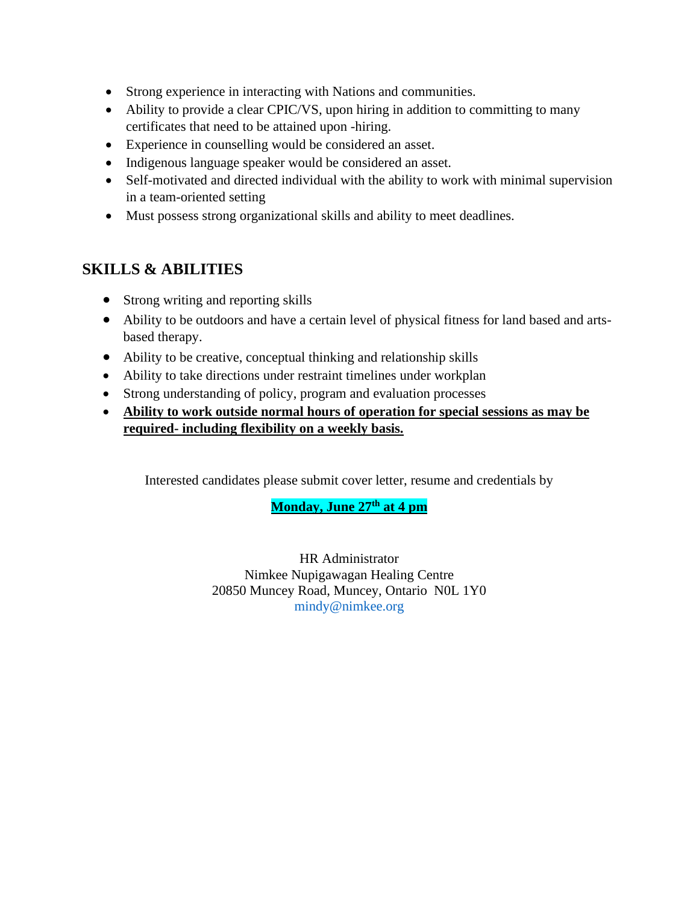- Strong experience in interacting with Nations and communities.
- Ability to provide a clear CPIC/VS, upon hiring in addition to committing to many certificates that need to be attained upon -hiring.
- Experience in counselling would be considered an asset.
- Indigenous language speaker would be considered an asset.
- Self-motivated and directed individual with the ability to work with minimal supervision in a team-oriented setting
- Must possess strong organizational skills and ability to meet deadlines.

## SKILLS & ABILITIES

- Strong writing and reporting skills
- Ability to be outdoors and have a certain level of physical fitness for land based and arts-based therapy.
- Ability to be creative, conceptual thinking and relationship skills
- Ability to take directions under restraint timelines under workplan
- Strong understanding of policy, program and evaluation processes
- **Ability to work outside normal hours of operation for special sessions as may be required- including flexibility on a weekly basis.**

Interested candidates please submit cover letter, resume and credentials by

**Monday, June 27th at 4 pm**

HR Administrator
Nimkee Nupigawagan Healing Centre
20850 Muncey Road, Muncey, Ontario N0L 1Y0
mindy@nimkee.org